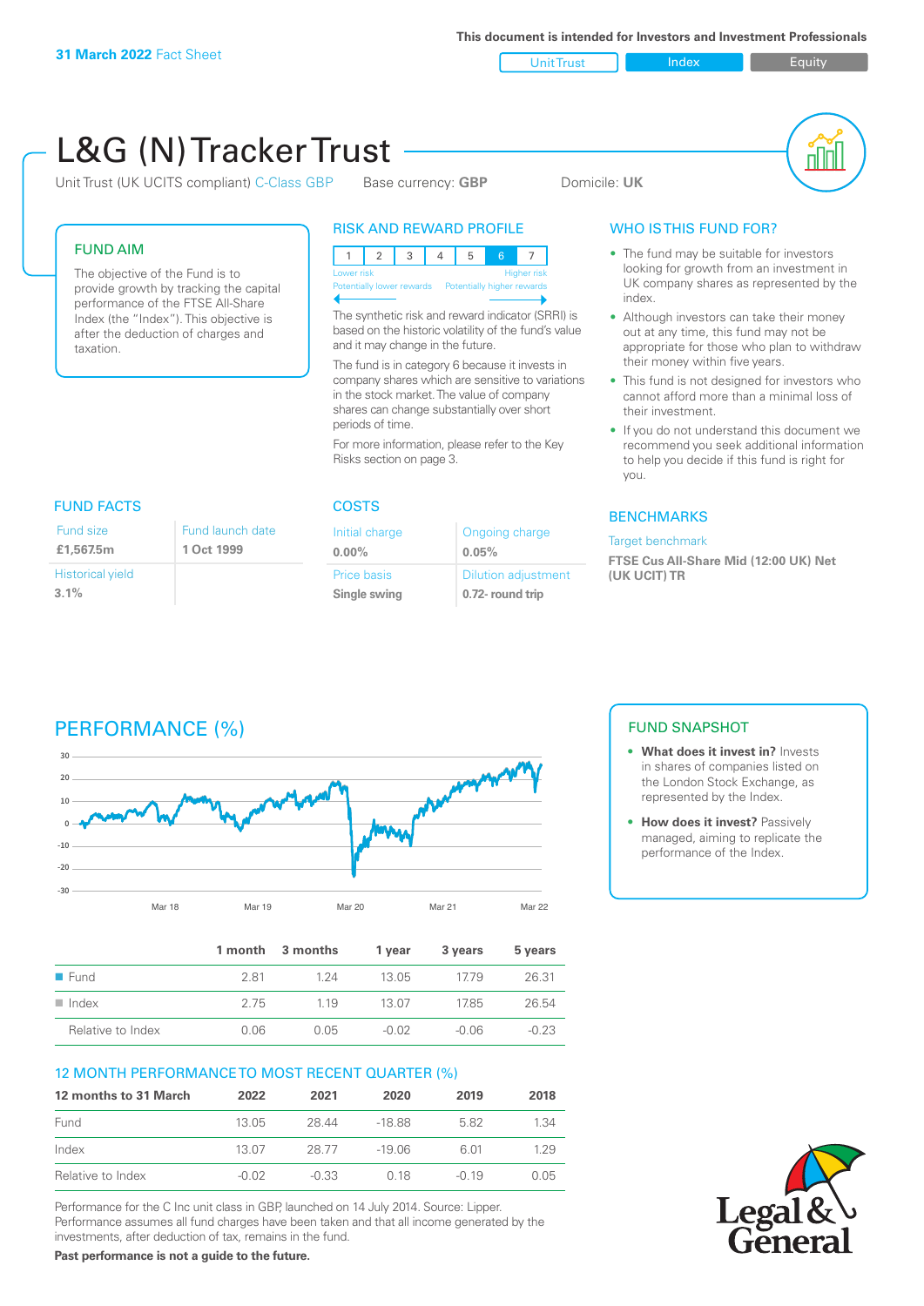**31 March 2022** Fact Sheet

This document is intended for Investors and Investment Professionals

Unit Trust | Index | Equity

# L&G (N) Tracker Trust

Unit Trust (UK UCITS compliant) C-Class GBP    Base currency: **GBP**    Domicile: **UK**

## FUND AIM

The objective of the Fund is to provide growth by tracking the capital performance of the FTSE All-Share Index (the "Index"). This objective is after the deduction of charges and taxation.

## RISK AND REWARD PROFILE

| 1 | 2 | 3 | 4 | 5 | 6 | 7 |
|---|---|---|---|---|---|---|

Lower risk — Higher risk
Potentially lower rewards — Potentially higher rewards

The synthetic risk and reward indicator (SRRI) is based on the historic volatility of the fund's value and it may change in the future.

The fund is in category 6 because it invests in company shares which are sensitive to variations in the stock market. The value of company shares can change substantially over short periods of time.

For more information, please refer to the Key Risks section on page 3.

## WHO IS THIS FUND FOR?

- The fund may be suitable for investors looking for growth from an investment in UK company shares as represented by the index.
- Although investors can take their money out at any time, this fund may not be appropriate for those who plan to withdraw their money within five years.
- This fund is not designed for investors who cannot afford more than a minimal loss of their investment.
- If you do not understand this document we recommend you seek additional information to help you decide if this fund is right for you.

## FUND FACTS

| Fund size | Fund launch date |
|---|---|
| **£1,567.5m** | **1 Oct 1999** |
| Historical yield | |
| **3.1%** | |

## COSTS

| Initial charge | Ongoing charge |
|---|---|
| **0.00%** | **0.05%** |
| Price basis | Dilution adjustment |
| **Single swing** | **0.72- round trip** |

## BENCHMARKS

Target benchmark

**FTSE Cus All-Share Mid (12:00 UK) Net (UK UCIT) TR**

## PERFORMANCE (%)

| | 1 month | 3 months | 1 year | 3 years | 5 years |
|---|---|---|---|---|---|
| Fund | 2.81 | 1.24 | 13.05 | 17.79 | 26.31 |
| Index | 2.75 | 1.19 | 13.07 | 17.85 | 26.54 |
| Relative to Index | 0.06 | 0.05 | -0.02 | -0.06 | -0.23 |

## FUND SNAPSHOT

- **What does it invest in?** Invests in shares of companies listed on the London Stock Exchange, as represented by the Index.
- **How does it invest?** Passively managed, aiming to replicate the performance of the Index.

## 12 MONTH PERFORMANCE TO MOST RECENT QUARTER (%)

| 12 months to 31 March | 2022 | 2021 | 2020 | 2019 | 2018 |
|---|---|---|---|---|---|
| Fund | 13.05 | 28.44 | -18.88 | 5.82 | 1.34 |
| Index | 13.07 | 28.77 | -19.06 | 6.01 | 1.29 |
| Relative to Index | -0.02 | -0.33 | 0.18 | -0.19 | 0.05 |

Performance for the C Inc unit class in GBP, launched on 14 July 2014. Source: Lipper. Performance assumes all fund charges have been taken and that all income generated by the investments, after deduction of tax, remains in the fund.

**Past performance is not a guide to the future.**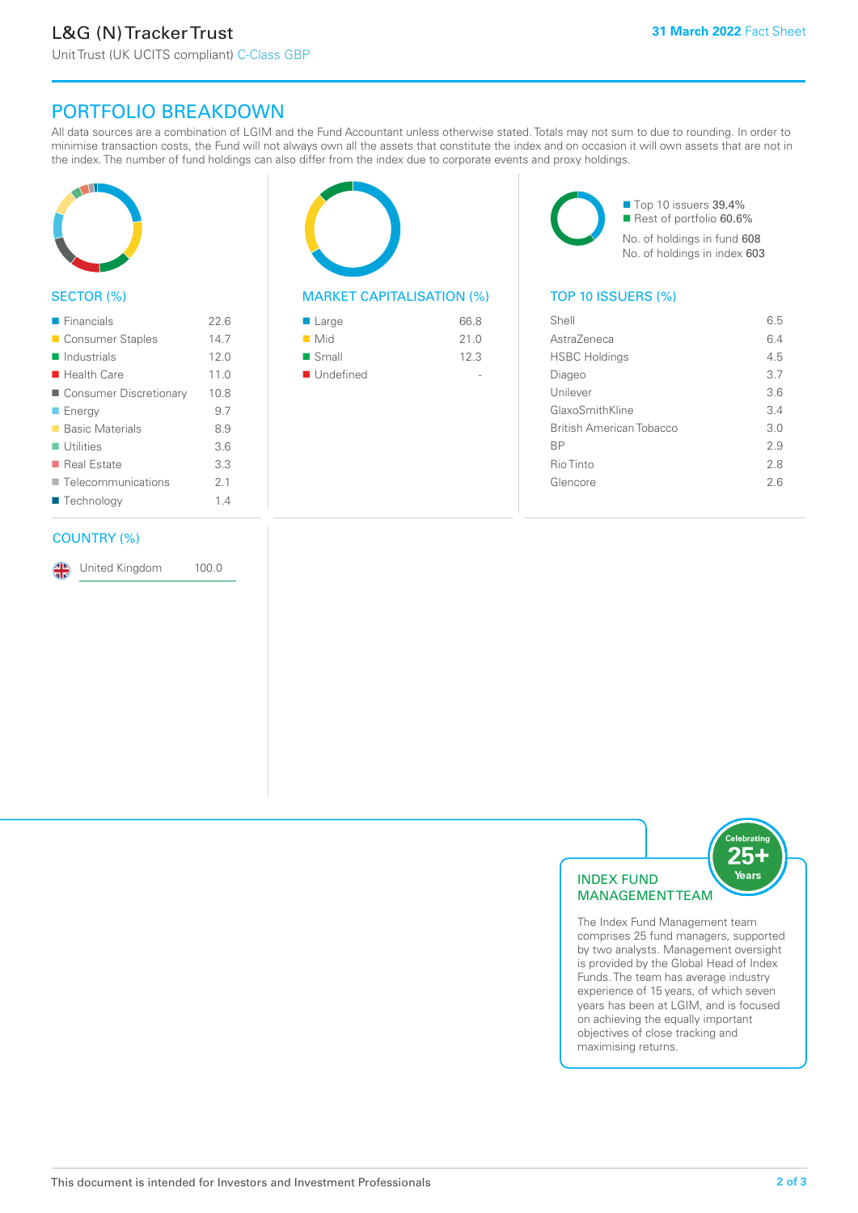# L&G (N) Tracker Trust

Unit Trust (UK UCITS compliant) C-Class GBP

31 March 2022 Fact Sheet

## PORTFOLIO BREAKDOWN

All data sources are a combination of LGIM and the Fund Accountant unless otherwise stated. Totals may not sum to due to rounding. In order to minimise transaction costs, the Fund will not always own all the assets that constitute the index and on occasion it will own assets that are not in the index. The number of fund holdings can also differ from the index due to corporate events and proxy holdings.

### SECTOR (%)

| Sector | % |
|---|---|
| Financials | 22.6 |
| Consumer Staples | 14.7 |
| Industrials | 12.0 |
| Health Care | 11.0 |
| Consumer Discretionary | 10.8 |
| Energy | 9.7 |
| Basic Materials | 8.9 |
| Utilities | 3.6 |
| Real Estate | 3.3 |
| Telecommunications | 2.1 |
| Technology | 1.4 |

### MARKET CAPITALISATION (%)

| Market Cap | % |
|---|---|
| Large | 66.8 |
| Mid | 21.0 |
| Small | 12.3 |
| Undefined | - |

- Top 10 issuers 39.4%
- Rest of portfolio 60.6%

No. of holdings in fund 608

No. of holdings in index 603

### TOP 10 ISSUERS (%)

| Issuer | % |
|---|---|
| Shell | 6.5 |
| AstraZeneca | 6.4 |
| HSBC Holdings | 4.5 |
| Diageo | 3.7 |
| Unilever | 3.6 |
| GlaxoSmithKline | 3.4 |
| British American Tobacco | 3.0 |
| BP | 2.9 |
| Rio Tinto | 2.8 |
| Glencore | 2.6 |

### COUNTRY (%)

| Country | % |
|---|---|
| United Kingdom | 100.0 |

### INDEX FUND MANAGEMENT TEAM

Celebrating 25+ Years

The Index Fund Management team comprises 25 fund managers, supported by two analysts. Management oversight is provided by the Global Head of Index Funds. The team has average industry experience of 15 years, of which seven years has been at LGIM, and is focused on achieving the equally important objectives of close tracking and maximising returns.

This document is intended for Investors and Investment Professionals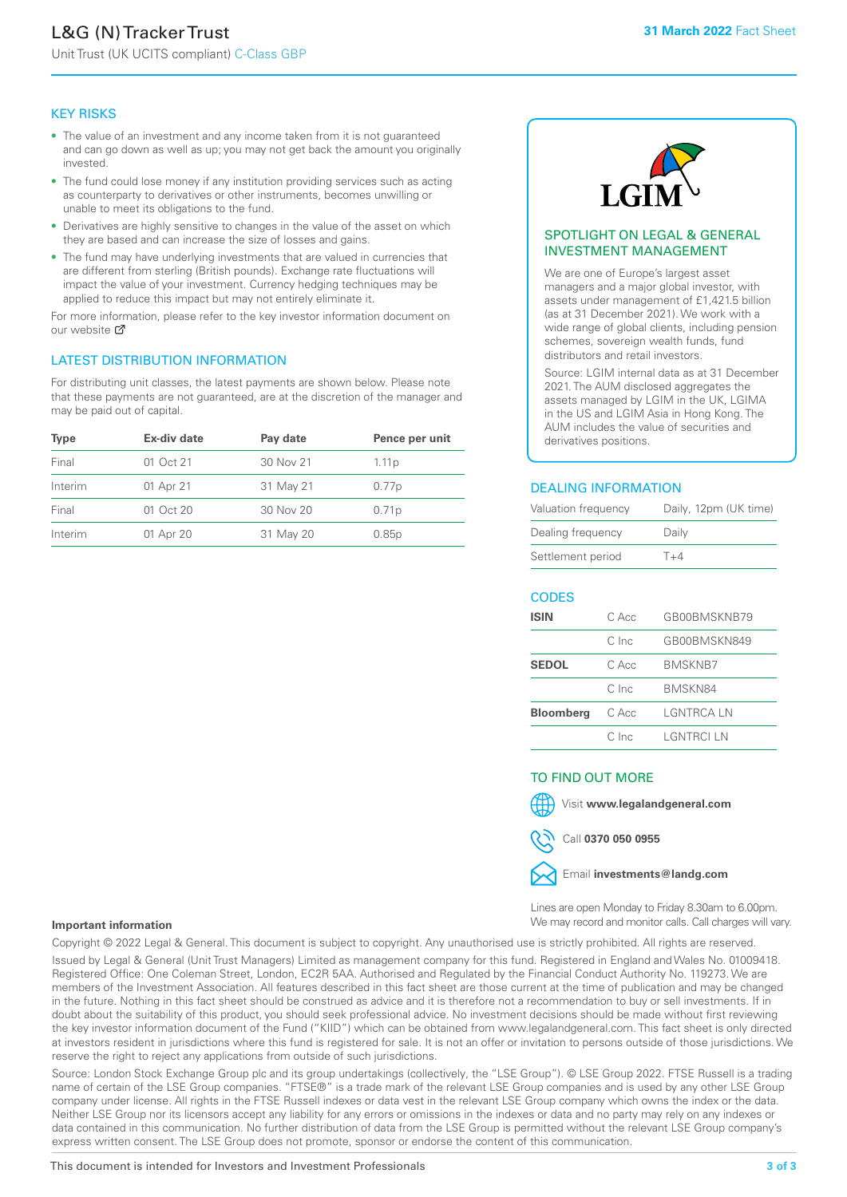# L&G (N) Tracker Trust

Unit Trust (UK UCITS compliant) C-Class GBP

**31 March 2022** Fact Sheet

## KEY RISKS

- The value of an investment and any income taken from it is not guaranteed and can go down as well as up; you may not get back the amount you originally invested.
- The fund could lose money if any institution providing services such as acting as counterparty to derivatives or other instruments, becomes unwilling or unable to meet its obligations to the fund.
- Derivatives are highly sensitive to changes in the value of the asset on which they are based and can increase the size of losses and gains.
- The fund may have underlying investments that are valued in currencies that are different from sterling (British pounds). Exchange rate fluctuations will impact the value of your investment. Currency hedging techniques may be applied to reduce this impact but may not entirely eliminate it.

For more information, please refer to the key investor information document on our website

## LATEST DISTRIBUTION INFORMATION

For distributing unit classes, the latest payments are shown below. Please note that these payments are not guaranteed, are at the discretion of the manager and may be paid out of capital.

| Type | Ex-div date | Pay date | Pence per unit |
|---|---|---|---|
| Final | 01 Oct 21 | 30 Nov 21 | 1.11p |
| Interim | 01 Apr 21 | 31 May 21 | 0.77p |
| Final | 01 Oct 20 | 30 Nov 20 | 0.71p |
| Interim | 01 Apr 20 | 31 May 20 | 0.85p |

## SPOTLIGHT ON LEGAL & GENERAL INVESTMENT MANAGEMENT

We are one of Europe's largest asset managers and a major global investor, with assets under management of £1,421.5 billion (as at 31 December 2021). We work with a wide range of global clients, including pension schemes, sovereign wealth funds, fund distributors and retail investors.

Source: LGIM internal data as at 31 December 2021. The AUM disclosed aggregates the assets managed by LGIM in the UK, LGIMA in the US and LGIM Asia in Hong Kong. The AUM includes the value of securities and derivatives positions.

## DEALING INFORMATION

| | |
|---|---|
| Valuation frequency | Daily, 12pm (UK time) |
| Dealing frequency | Daily |
| Settlement period | T+4 |

## CODES

| | | |
|---|---|---|
| **ISIN** | C Acc | GB00BMSKNB79 |
| | C Inc | GB00BMSKN849 |
| **SEDOL** | C Acc | BMSKNB7 |
| | C Inc | BMSKN84 |
| **Bloomberg** | C Acc | LGNTRCA LN |
| | C Inc | LGNTRCI LN |

## TO FIND OUT MORE

Visit **www.legalandgeneral.com**

Call **0370 050 0955**

Email **investments@landg.com**

Lines are open Monday to Friday 8.30am to 6.00pm. We may record and monitor calls. Call charges will vary.

**Important information**

Copyright © 2022 Legal & General. This document is subject to copyright. Any unauthorised use is strictly prohibited. All rights are reserved.

Issued by Legal & General (Unit Trust Managers) Limited as management company for this fund. Registered in England and Wales No. 01009418. Registered Office: One Coleman Street, London, EC2R 5AA. Authorised and Regulated by the Financial Conduct Authority No. 119273. We are members of the Investment Association. All features described in this fact sheet are those current at the time of publication and may be changed in the future. Nothing in this fact sheet should be construed as advice and it is therefore not a recommendation to buy or sell investments. If in doubt about the suitability of this product, you should seek professional advice. No investment decisions should be made without first reviewing the key investor information document of the Fund ("KIID") which can be obtained from www.legalandgeneral.com. This fact sheet is only directed at investors resident in jurisdictions where this fund is registered for sale. It is not an offer or invitation to persons outside of those jurisdictions. We reserve the right to reject any applications from outside of such jurisdictions.

Source: London Stock Exchange Group plc and its group undertakings (collectively, the "LSE Group"). © LSE Group 2022. FTSE Russell is a trading name of certain of the LSE Group companies. "FTSE®" is a trade mark of the relevant LSE Group companies and is used by any other LSE Group company under license. All rights in the FTSE Russell indexes or data vest in the relevant LSE Group company which owns the index or the data. Neither LSE Group nor its licensors accept any liability for any errors or omissions in the indexes or data and no party may rely on any indexes or data contained in this communication. No further distribution of data from the LSE Group is permitted without the relevant LSE Group company's express written consent. The LSE Group does not promote, sponsor or endorse the content of this communication.

This document is intended for Investors and Investment Professionals